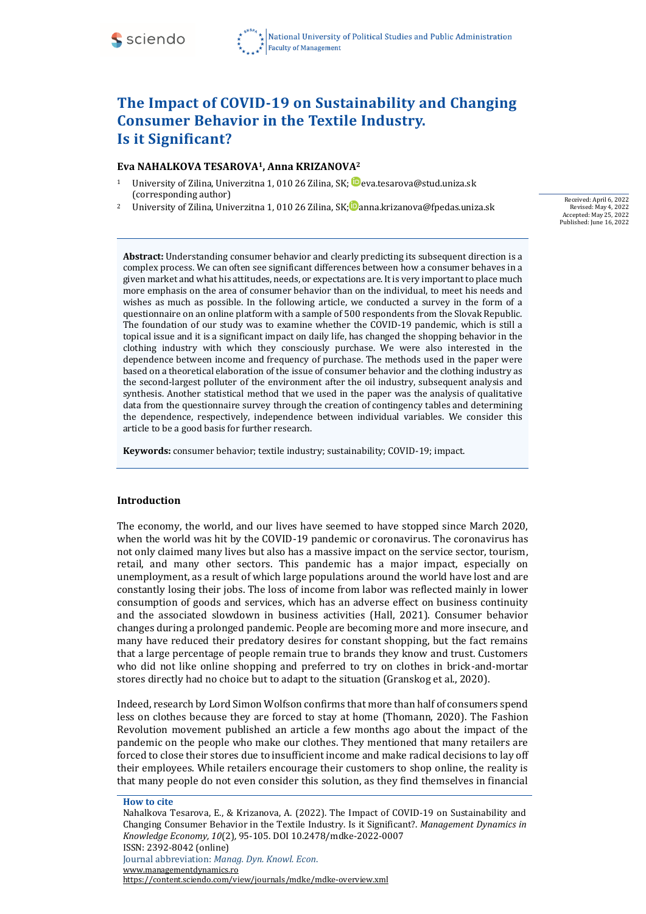# The Impact of COVID-19 on Sustainability and Changing Consumer Behavior in the Textile Industry. Is it Significant?

**Eva NAHALKOVA TESAROVA[1], Anna KRIZANOVA[2]**

[1] University of Zilina, Univerzitna 1, 010 26 Zilina, SK; eva.tesarova@stud.uniza.sk (corresponding author)

[2] University of Zilina, Univerzitna 1, 010 26 Zilina, SK; anna.krizanova@fpedas.uniza.sk

Received: April 6, 2022
Revised: May 4, 2022
Accepted: May 25, 2022
Published: June 16, 2022

**Abstract:** Understanding consumer behavior and clearly predicting its subsequent direction is a complex process. We can often see significant differences between how a consumer behaves in a given market and what his attitudes, needs, or expectations are. It is very important to place much more emphasis on the area of consumer behavior than on the individual, to meet his needs and wishes as much as possible. In the following article, we conducted a survey in the form of a questionnaire on an online platform with a sample of 500 respondents from the Slovak Republic. The foundation of our study was to examine whether the COVID-19 pandemic, which is still a topical issue and it is a significant impact on daily life, has changed the shopping behavior in the clothing industry with which they consciously purchase. We were also interested in the dependence between income and frequency of purchase. The methods used in the paper were based on a theoretical elaboration of the issue of consumer behavior and the clothing industry as the second-largest polluter of the environment after the oil industry, subsequent analysis and synthesis. Another statistical method that we used in the paper was the analysis of qualitative data from the questionnaire survey through the creation of contingency tables and determining the dependence, respectively, independence between individual variables. We consider this article to be a good basis for further research.

**Keywords:** consumer behavior; textile industry; sustainability; COVID-19; impact.

## Introduction

The economy, the world, and our lives have seemed to have stopped since March 2020, when the world was hit by the COVID-19 pandemic or coronavirus. The coronavirus has not only claimed many lives but also has a massive impact on the service sector, tourism, retail, and many other sectors. This pandemic has a major impact, especially on unemployment, as a result of which large populations around the world have lost and are constantly losing their jobs. The loss of income from labor was reflected mainly in lower consumption of goods and services, which has an adverse effect on business continuity and the associated slowdown in business activities (Hall, 2021). Consumer behavior changes during a prolonged pandemic. People are becoming more and more insecure, and many have reduced their predatory desires for constant shopping, but the fact remains that a large percentage of people remain true to brands they know and trust. Customers who did not like online shopping and preferred to try on clothes in brick-and-mortar stores directly had no choice but to adapt to the situation (Granskog et al., 2020).

Indeed, research by Lord Simon Wolfson confirms that more than half of consumers spend less on clothes because they are forced to stay at home (Thomann, 2020). The Fashion Revolution movement published an article a few months ago about the impact of the pandemic on the people who make our clothes. They mentioned that many retailers are forced to close their stores due to insufficient income and make radical decisions to lay off their employees. While retailers encourage their customers to shop online, the reality is that many people do not even consider this solution, as they find themselves in financial

**How to cite**

Nahalkova Tesarova, E., & Krizanova, A. (2022). The Impact of COVID-19 on Sustainability and Changing Consumer Behavior in the Textile Industry. Is it Significant?. *Management Dynamics in Knowledge Economy, 10*(2), 95-105. DOI 10.2478/mdke-2022-0007

ISSN: 2392-8042 (online)

Journal abbreviation: *Manag. Dyn. Knowl. Econ.*

www.managementdynamics.ro

https://content.sciendo.com/view/journals/mdke/mdke-overview.xml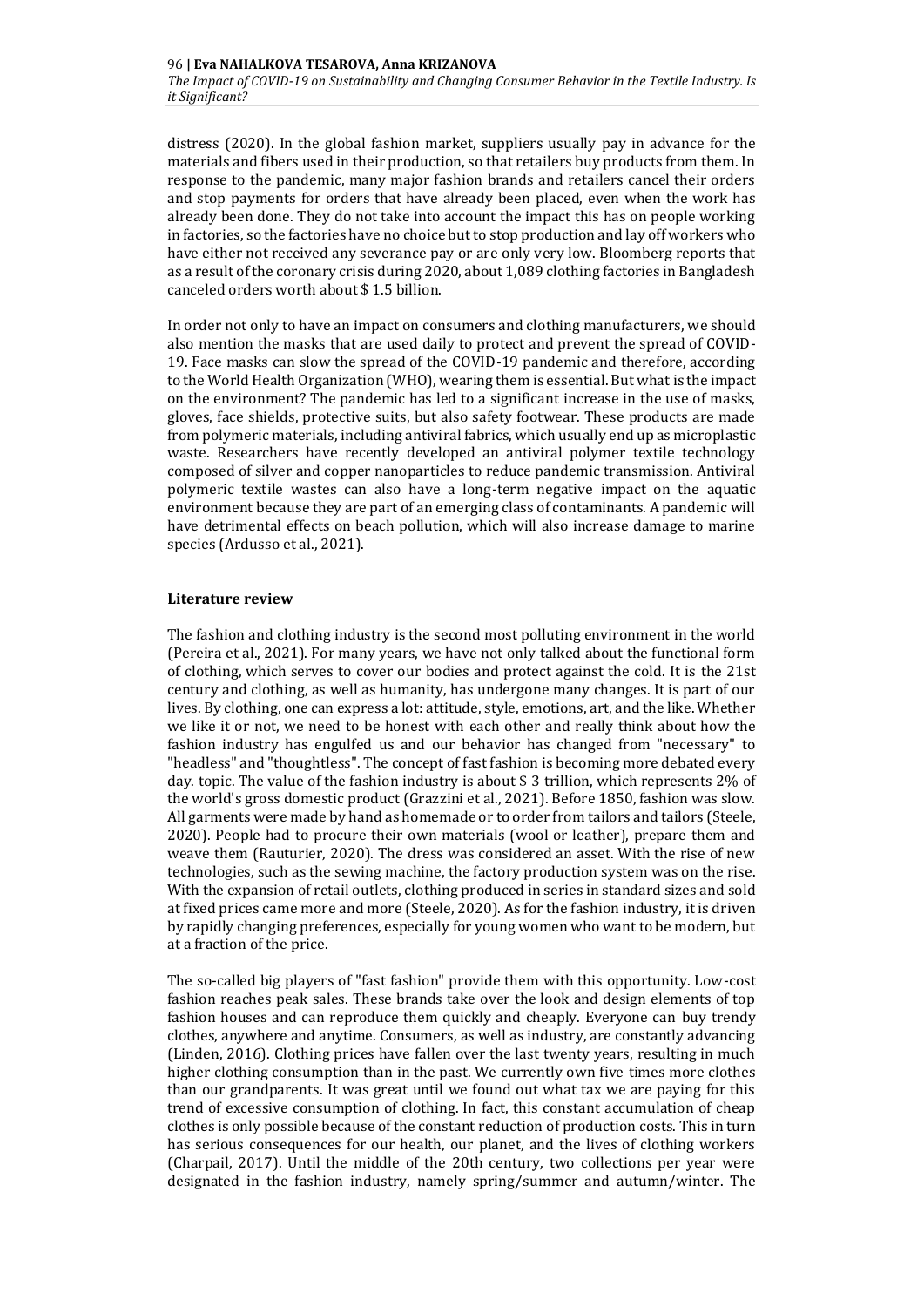distress (2020). In the global fashion market, suppliers usually pay in advance for the materials and fibers used in their production, so that retailers buy products from them. In response to the pandemic, many major fashion brands and retailers cancel their orders and stop payments for orders that have already been placed, even when the work has already been done. They do not take into account the impact this has on people working in factories, so the factories have no choice but to stop production and lay off workers who have either not received any severance pay or are only very low. Bloomberg reports that as a result of the coronary crisis during 2020, about 1,089 clothing factories in Bangladesh canceled orders worth about $ 1.5 billion.

In order not only to have an impact on consumers and clothing manufacturers, we should also mention the masks that are used daily to protect and prevent the spread of COVID-19. Face masks can slow the spread of the COVID-19 pandemic and therefore, according to the World Health Organization (WHO), wearing them is essential. But what is the impact on the environment? The pandemic has led to a significant increase in the use of masks, gloves, face shields, protective suits, but also safety footwear. These products are made from polymeric materials, including antiviral fabrics, which usually end up as microplastic waste. Researchers have recently developed an antiviral polymer textile technology composed of silver and copper nanoparticles to reduce pandemic transmission. Antiviral polymeric textile wastes can also have a long-term negative impact on the aquatic environment because they are part of an emerging class of contaminants. A pandemic will have detrimental effects on beach pollution, which will also increase damage to marine species (Ardusso et al., 2021).

## Literature review

The fashion and clothing industry is the second most polluting environment in the world (Pereira et al., 2021). For many years, we have not only talked about the functional form of clothing, which serves to cover our bodies and protect against the cold. It is the 21st century and clothing, as well as humanity, has undergone many changes. It is part of our lives. By clothing, one can express a lot: attitude, style, emotions, art, and the like. Whether we like it or not, we need to be honest with each other and really think about how the fashion industry has engulfed us and our behavior has changed from "necessary" to "headless" and "thoughtless". The concept of fast fashion is becoming more debated every day. topic. The value of the fashion industry is about $ 3 trillion, which represents 2% of the world's gross domestic product (Grazzini et al., 2021). Before 1850, fashion was slow. All garments were made by hand as homemade or to order from tailors and tailors (Steele, 2020). People had to procure their own materials (wool or leather), prepare them and weave them (Rauturier, 2020). The dress was considered an asset. With the rise of new technologies, such as the sewing machine, the factory production system was on the rise. With the expansion of retail outlets, clothing produced in series in standard sizes and sold at fixed prices came more and more (Steele, 2020). As for the fashion industry, it is driven by rapidly changing preferences, especially for young women who want to be modern, but at a fraction of the price.

The so-called big players of "fast fashion" provide them with this opportunity. Low-cost fashion reaches peak sales. These brands take over the look and design elements of top fashion houses and can reproduce them quickly and cheaply. Everyone can buy trendy clothes, anywhere and anytime. Consumers, as well as industry, are constantly advancing (Linden, 2016). Clothing prices have fallen over the last twenty years, resulting in much higher clothing consumption than in the past. We currently own five times more clothes than our grandparents. It was great until we found out what tax we are paying for this trend of excessive consumption of clothing. In fact, this constant accumulation of cheap clothes is only possible because of the constant reduction of production costs. This in turn has serious consequences for our health, our planet, and the lives of clothing workers (Charpail, 2017). Until the middle of the 20th century, two collections per year were designated in the fashion industry, namely spring/summer and autumn/winter. The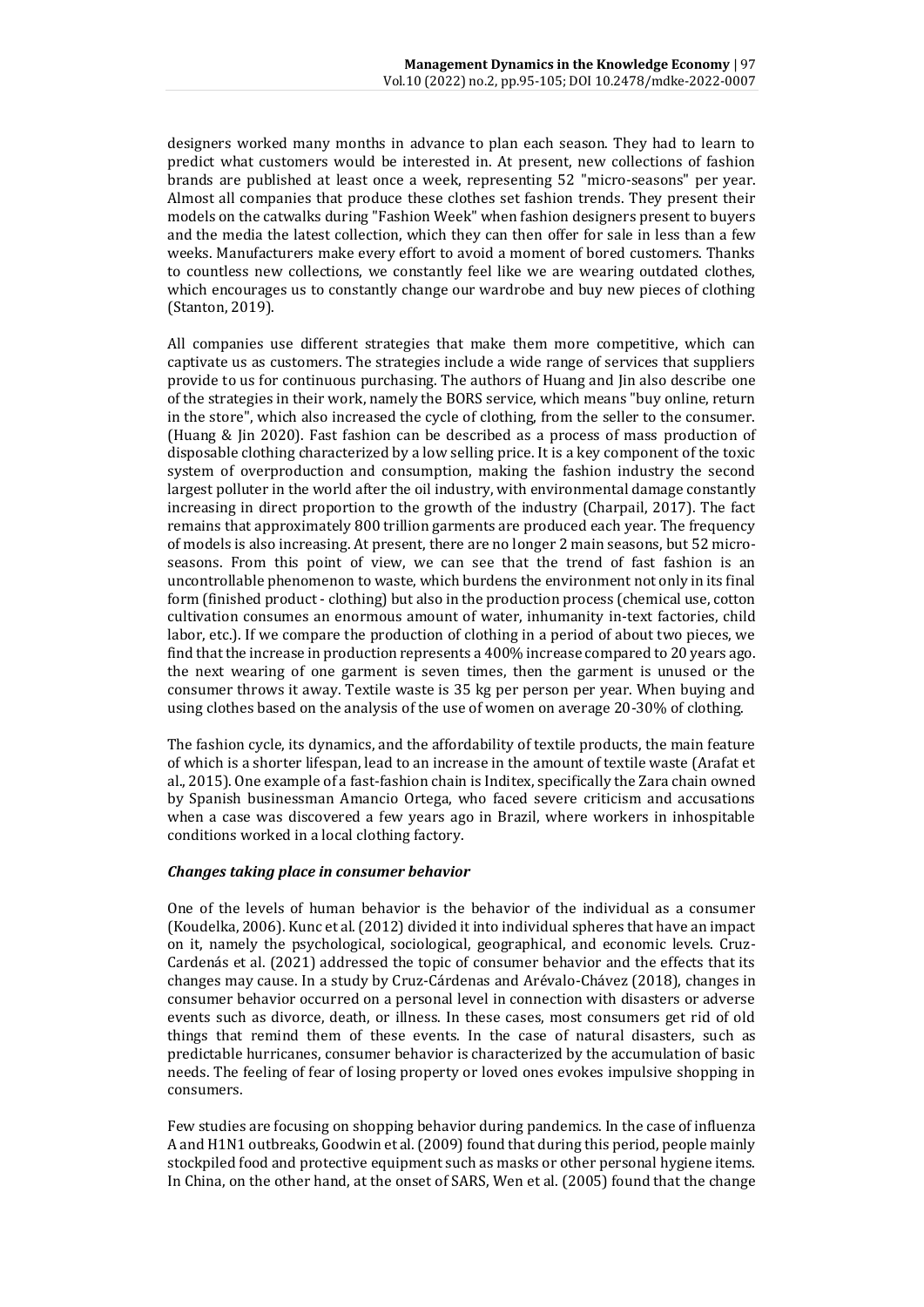designers worked many months in advance to plan each season. They had to learn to predict what customers would be interested in. At present, new collections of fashion brands are published at least once a week, representing 52 "micro-seasons" per year. Almost all companies that produce these clothes set fashion trends. They present their models on the catwalks during "Fashion Week" when fashion designers present to buyers and the media the latest collection, which they can then offer for sale in less than a few weeks. Manufacturers make every effort to avoid a moment of bored customers. Thanks to countless new collections, we constantly feel like we are wearing outdated clothes, which encourages us to constantly change our wardrobe and buy new pieces of clothing (Stanton, 2019).

All companies use different strategies that make them more competitive, which can captivate us as customers. The strategies include a wide range of services that suppliers provide to us for continuous purchasing. The authors of Huang and Jin also describe one of the strategies in their work, namely the BORS service, which means "buy online, return in the store", which also increased the cycle of clothing, from the seller to the consumer. (Huang & Jin 2020). Fast fashion can be described as a process of mass production of disposable clothing characterized by a low selling price. It is a key component of the toxic system of overproduction and consumption, making the fashion industry the second largest polluter in the world after the oil industry, with environmental damage constantly increasing in direct proportion to the growth of the industry (Charpail, 2017). The fact remains that approximately 800 trillion garments are produced each year. The frequency of models is also increasing. At present, there are no longer 2 main seasons, but 52 micro-seasons. From this point of view, we can see that the trend of fast fashion is an uncontrollable phenomenon to waste, which burdens the environment not only in its final form (finished product - clothing) but also in the production process (chemical use, cotton cultivation consumes an enormous amount of water, inhumanity in-text factories, child labor, etc.). If we compare the production of clothing in a period of about two pieces, we find that the increase in production represents a 400% increase compared to 20 years ago. the next wearing of one garment is seven times, then the garment is unused or the consumer throws it away. Textile waste is 35 kg per person per year. When buying and using clothes based on the analysis of the use of women on average 20-30% of clothing.

The fashion cycle, its dynamics, and the affordability of textile products, the main feature of which is a shorter lifespan, lead to an increase in the amount of textile waste (Arafat et al., 2015). One example of a fast-fashion chain is Inditex, specifically the Zara chain owned by Spanish businessman Amancio Ortega, who faced severe criticism and accusations when a case was discovered a few years ago in Brazil, where workers in inhospitable conditions worked in a local clothing factory.

***Changes taking place in consumer behavior***

One of the levels of human behavior is the behavior of the individual as a consumer (Koudelka, 2006). Kunc et al. (2012) divided it into individual spheres that have an impact on it, namely the psychological, sociological, geographical, and economic levels. Cruz-Cardenás et al. (2021) addressed the topic of consumer behavior and the effects that its changes may cause. In a study by Cruz-Cárdenas and Arévalo-Chávez (2018), changes in consumer behavior occurred on a personal level in connection with disasters or adverse events such as divorce, death, or illness. In these cases, most consumers get rid of old things that remind them of these events. In the case of natural disasters, such as predictable hurricanes, consumer behavior is characterized by the accumulation of basic needs. The feeling of fear of losing property or loved ones evokes impulsive shopping in consumers.

Few studies are focusing on shopping behavior during pandemics. In the case of influenza A and H1N1 outbreaks, Goodwin et al. (2009) found that during this period, people mainly stockpiled food and protective equipment such as masks or other personal hygiene items. In China, on the other hand, at the onset of SARS, Wen et al. (2005) found that the change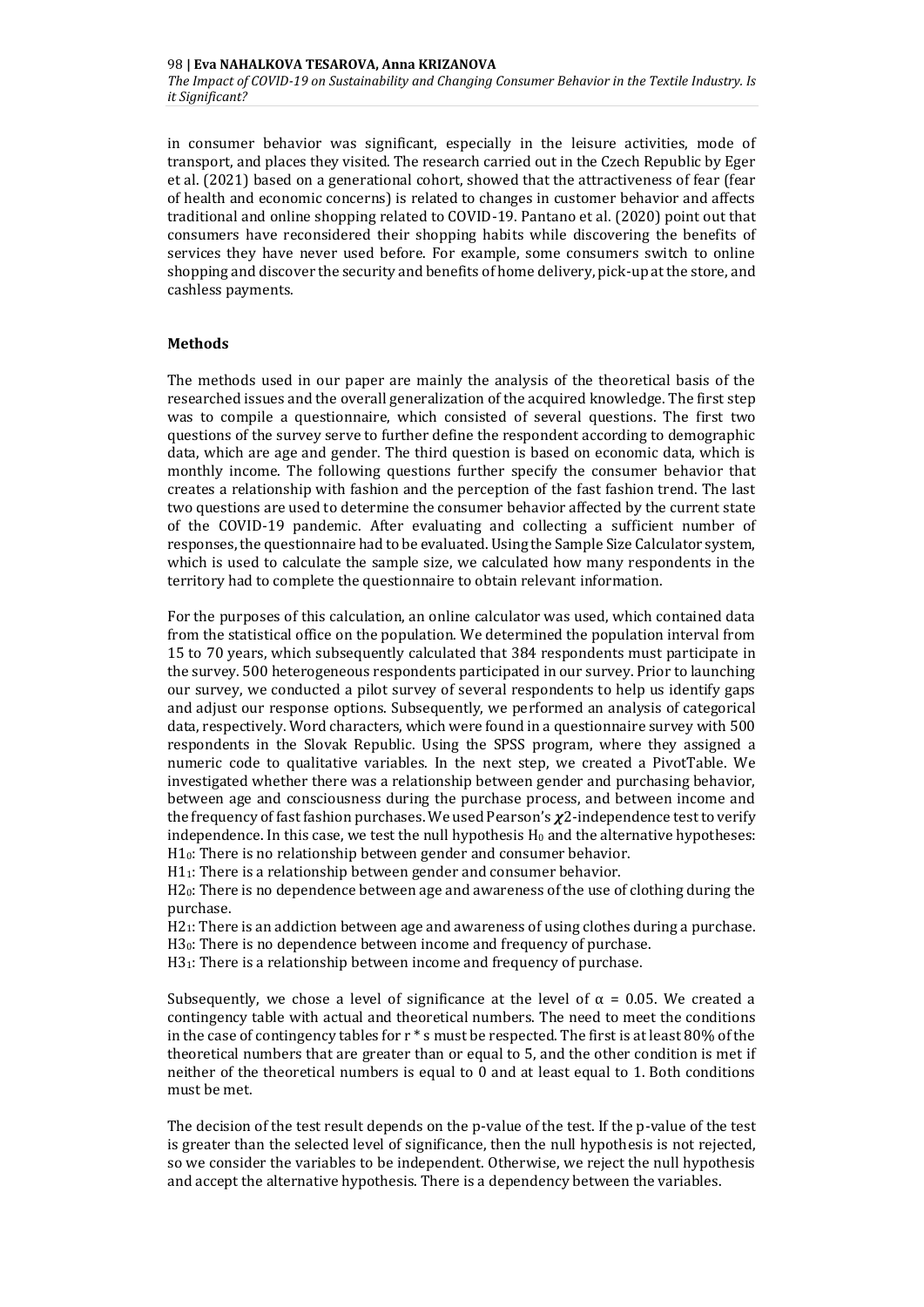in consumer behavior was significant, especially in the leisure activities, mode of transport, and places they visited. The research carried out in the Czech Republic by Eger et al. (2021) based on a generational cohort, showed that the attractiveness of fear (fear of health and economic concerns) is related to changes in customer behavior and affects traditional and online shopping related to COVID-19. Pantano et al. (2020) point out that consumers have reconsidered their shopping habits while discovering the benefits of services they have never used before. For example, some consumers switch to online shopping and discover the security and benefits of home delivery, pick-up at the store, and cashless payments.

**Methods**

The methods used in our paper are mainly the analysis of the theoretical basis of the researched issues and the overall generalization of the acquired knowledge. The first step was to compile a questionnaire, which consisted of several questions. The first two questions of the survey serve to further define the respondent according to demographic data, which are age and gender. The third question is based on economic data, which is monthly income. The following questions further specify the consumer behavior that creates a relationship with fashion and the perception of the fast fashion trend. The last two questions are used to determine the consumer behavior affected by the current state of the COVID-19 pandemic. After evaluating and collecting a sufficient number of responses, the questionnaire had to be evaluated. Using the Sample Size Calculator system, which is used to calculate the sample size, we calculated how many respondents in the territory had to complete the questionnaire to obtain relevant information.

For the purposes of this calculation, an online calculator was used, which contained data from the statistical office on the population. We determined the population interval from 15 to 70 years, which subsequently calculated that 384 respondents must participate in the survey. 500 heterogeneous respondents participated in our survey. Prior to launching our survey, we conducted a pilot survey of several respondents to help us identify gaps and adjust our response options. Subsequently, we performed an analysis of categorical data, respectively. Word characters, which were found in a questionnaire survey with 500 respondents in the Slovak Republic. Using the SPSS program, where they assigned a numeric code to qualitative variables. In the next step, we created a PivotTable. We investigated whether there was a relationship between gender and purchasing behavior, between age and consciousness during the purchase process, and between income and the frequency of fast fashion purchases. We used Pearson's $\chi2$-independence test to verify independence. In this case, we test the null hypothesis $H_0$ and the alternative hypotheses:
$H1_0$: There is no relationship between gender and consumer behavior.
$H1_1$: There is a relationship between gender and consumer behavior.
$H2_0$: There is no dependence between age and awareness of the use of clothing during the purchase.
$H2_1$: There is an addiction between age and awareness of using clothes during a purchase.
$H3_0$: There is no dependence between income and frequency of purchase.
$H3_1$: There is a relationship between income and frequency of purchase.

Subsequently, we chose a level of significance at the level of $\alpha = 0.05$. We created a contingency table with actual and theoretical numbers. The need to meet the conditions in the case of contingency tables for r * s must be respected. The first is at least 80% of the theoretical numbers that are greater than or equal to 5, and the other condition is met if neither of the theoretical numbers is equal to 0 and at least equal to 1. Both conditions must be met.

The decision of the test result depends on the p-value of the test. If the p-value of the test is greater than the selected level of significance, then the null hypothesis is not rejected, so we consider the variables to be independent. Otherwise, we reject the null hypothesis and accept the alternative hypothesis. There is a dependency between the variables.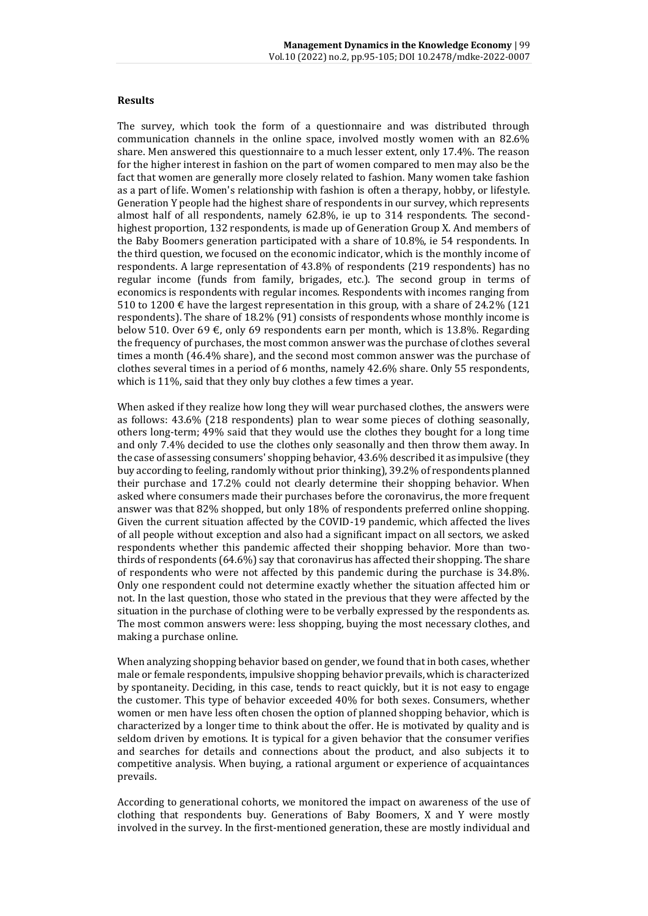**Results**

The survey, which took the form of a questionnaire and was distributed through communication channels in the online space, involved mostly women with an 82.6% share. Men answered this questionnaire to a much lesser extent, only 17.4%. The reason for the higher interest in fashion on the part of women compared to men may also be the fact that women are generally more closely related to fashion. Many women take fashion as a part of life. Women's relationship with fashion is often a therapy, hobby, or lifestyle. Generation Y people had the highest share of respondents in our survey, which represents almost half of all respondents, namely 62.8%, ie up to 314 respondents. The second-highest proportion, 132 respondents, is made up of Generation Group X. And members of the Baby Boomers generation participated with a share of 10.8%, ie 54 respondents. In the third question, we focused on the economic indicator, which is the monthly income of respondents. A large representation of 43.8% of respondents (219 respondents) has no regular income (funds from family, brigades, etc.). The second group in terms of economics is respondents with regular incomes. Respondents with incomes ranging from 510 to 1200 € have the largest representation in this group, with a share of 24.2% (121 respondents). The share of 18.2% (91) consists of respondents whose monthly income is below 510. Over 69 €, only 69 respondents earn per month, which is 13.8%. Regarding the frequency of purchases, the most common answer was the purchase of clothes several times a month (46.4% share), and the second most common answer was the purchase of clothes several times in a period of 6 months, namely 42.6% share. Only 55 respondents, which is 11%, said that they only buy clothes a few times a year.

When asked if they realize how long they will wear purchased clothes, the answers were as follows: 43.6% (218 respondents) plan to wear some pieces of clothing seasonally, others long-term; 49% said that they would use the clothes they bought for a long time and only 7.4% decided to use the clothes only seasonally and then throw them away. In the case of assessing consumers' shopping behavior, 43.6% described it as impulsive (they buy according to feeling, randomly without prior thinking), 39.2% of respondents planned their purchase and 17.2% could not clearly determine their shopping behavior. When asked where consumers made their purchases before the coronavirus, the more frequent answer was that 82% shopped, but only 18% of respondents preferred online shopping. Given the current situation affected by the COVID-19 pandemic, which affected the lives of all people without exception and also had a significant impact on all sectors, we asked respondents whether this pandemic affected their shopping behavior. More than two-thirds of respondents (64.6%) say that coronavirus has affected their shopping. The share of respondents who were not affected by this pandemic during the purchase is 34.8%. Only one respondent could not determine exactly whether the situation affected him or not. In the last question, those who stated in the previous that they were affected by the situation in the purchase of clothing were to be verbally expressed by the respondents as. The most common answers were: less shopping, buying the most necessary clothes, and making a purchase online.

When analyzing shopping behavior based on gender, we found that in both cases, whether male or female respondents, impulsive shopping behavior prevails, which is characterized by spontaneity. Deciding, in this case, tends to react quickly, but it is not easy to engage the customer. This type of behavior exceeded 40% for both sexes. Consumers, whether women or men have less often chosen the option of planned shopping behavior, which is characterized by a longer time to think about the offer. He is motivated by quality and is seldom driven by emotions. It is typical for a given behavior that the consumer verifies and searches for details and connections about the product, and also subjects it to competitive analysis. When buying, a rational argument or experience of acquaintances prevails.

According to generational cohorts, we monitored the impact on awareness of the use of clothing that respondents buy. Generations of Baby Boomers, X and Y were mostly involved in the survey. In the first-mentioned generation, these are mostly individual and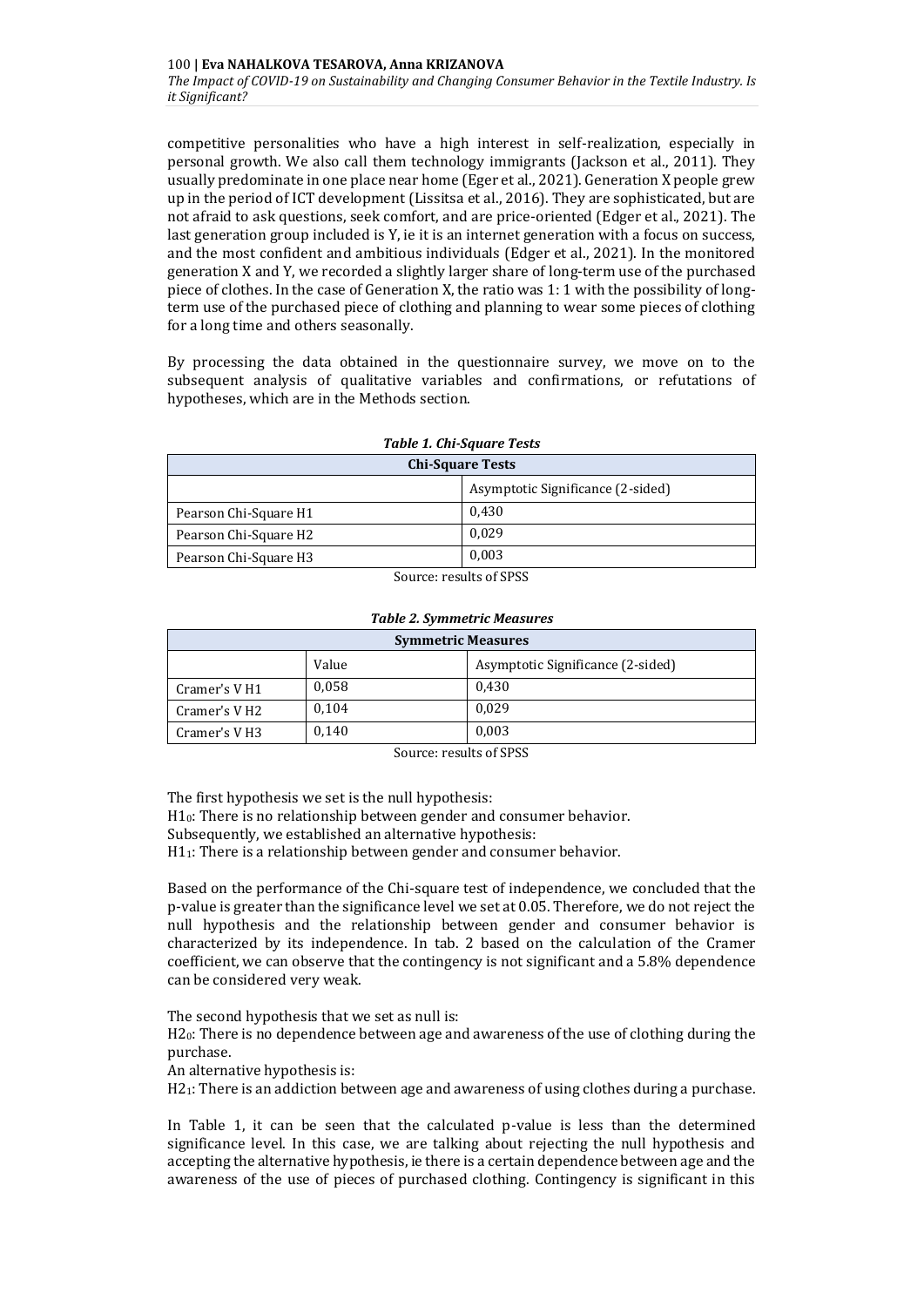competitive personalities who have a high interest in self-realization, especially in personal growth. We also call them technology immigrants (Jackson et al., 2011). They usually predominate in one place near home (Eger et al., 2021). Generation X people grew up in the period of ICT development (Lissitsa et al., 2016). They are sophisticated, but are not afraid to ask questions, seek comfort, and are price-oriented (Edger et al., 2021). The last generation group included is Y, ie it is an internet generation with a focus on success, and the most confident and ambitious individuals (Edger et al., 2021). In the monitored generation X and Y, we recorded a slightly larger share of long-term use of the purchased piece of clothes. In the case of Generation X, the ratio was 1: 1 with the possibility of long-term use of the purchased piece of clothing and planning to wear some pieces of clothing for a long time and others seasonally.

By processing the data obtained in the questionnaire survey, we move on to the subsequent analysis of qualitative variables and confirmations, or refutations of hypotheses, which are in the Methods section.

***Table 1. Chi-Square Tests***

| Chi-Square Tests | |
|---|---|
| | Asymptotic Significance (2-sided) |
| Pearson Chi-Square H1 | 0,430 |
| Pearson Chi-Square H2 | 0,029 |
| Pearson Chi-Square H3 | 0,003 |

Source: results of SPSS

***Table 2. Symmetric Measures***

| Symmetric Measures | | |
|---|---|---|
| | Value | Asymptotic Significance (2-sided) |
| Cramer's V H1 | 0,058 | 0,430 |
| Cramer's V H2 | 0,104 | 0,029 |
| Cramer's V H3 | 0,140 | 0,003 |

Source: results of SPSS

The first hypothesis we set is the null hypothesis:
$H1_0$: There is no relationship between gender and consumer behavior.
Subsequently, we established an alternative hypothesis:
$H1_1$: There is a relationship between gender and consumer behavior.

Based on the performance of the Chi-square test of independence, we concluded that the p-value is greater than the significance level we set at 0.05. Therefore, we do not reject the null hypothesis and the relationship between gender and consumer behavior is characterized by its independence. In tab. 2 based on the calculation of the Cramer coefficient, we can observe that the contingency is not significant and a 5.8% dependence can be considered very weak.

The second hypothesis that we set as null is:
$H2_0$: There is no dependence between age and awareness of the use of clothing during the purchase.
An alternative hypothesis is:
$H2_1$: There is an addiction between age and awareness of using clothes during a purchase.

In Table 1, it can be seen that the calculated p-value is less than the determined significance level. In this case, we are talking about rejecting the null hypothesis and accepting the alternative hypothesis, ie there is a certain dependence between age and the awareness of the use of pieces of purchased clothing. Contingency is significant in this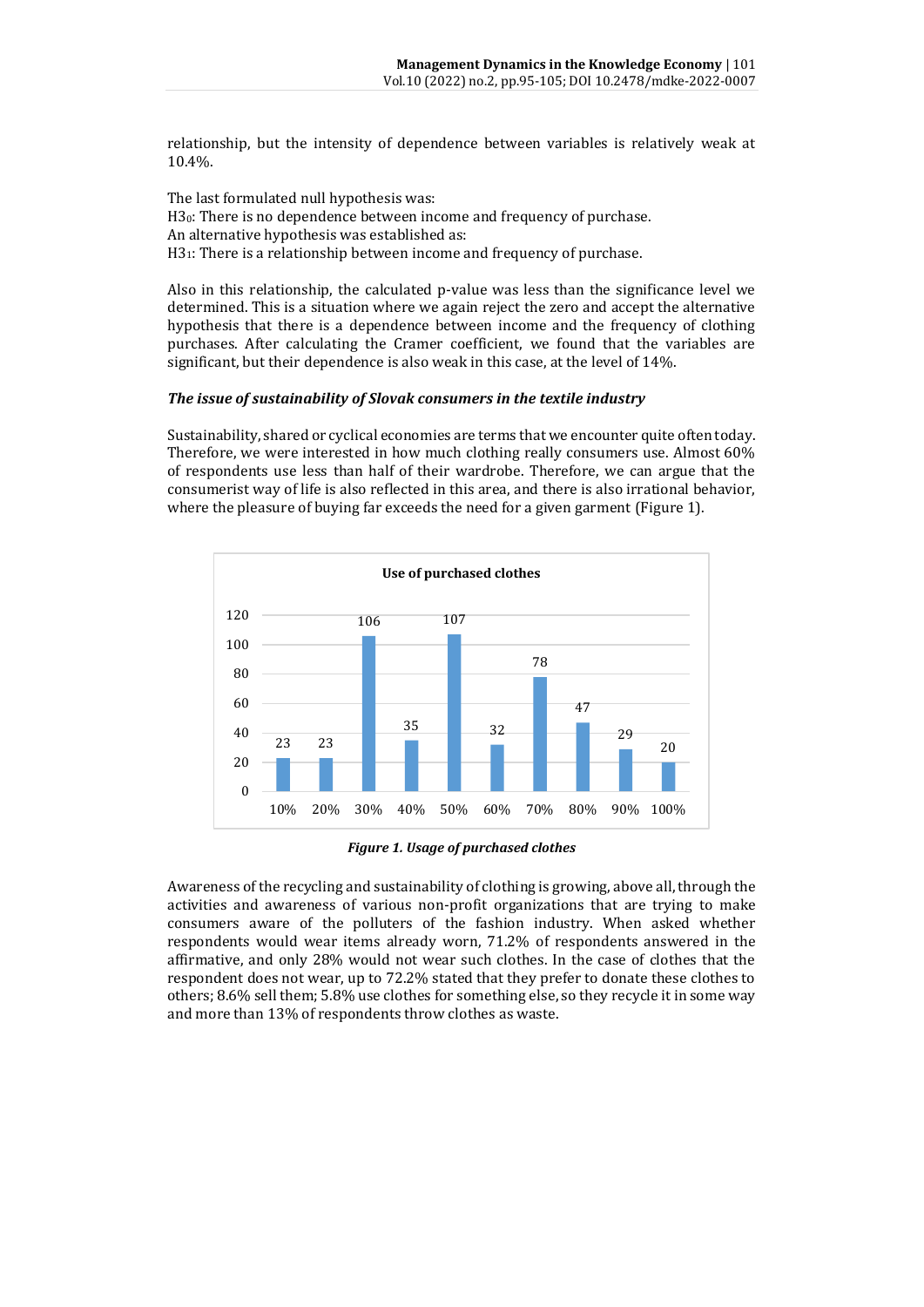relationship, but the intensity of dependence between variables is relatively weak at 10.4%.

The last formulated null hypothesis was:

$H3_0$: There is no dependence between income and frequency of purchase.

An alternative hypothesis was established as:

$H3_1$: There is a relationship between income and frequency of purchase.

Also in this relationship, the calculated p-value was less than the significance level we determined. This is a situation where we again reject the zero and accept the alternative hypothesis that there is a dependence between income and the frequency of clothing purchases. After calculating the Cramer coefficient, we found that the variables are significant, but their dependence is also weak in this case, at the level of 14%.

### *The issue of sustainability of Slovak consumers in the textile industry*

Sustainability, shared or cyclical economies are terms that we encounter quite often today. Therefore, we were interested in how much clothing really consumers use. Almost 60% of respondents use less than half of their wardrobe. Therefore, we can argue that the consumerist way of life is also reflected in this area, and there is also irrational behavior, where the pleasure of buying far exceeds the need for a given garment (Figure 1).

**Use of purchased clothes**

| 10% | 20% | 30% | 40% | 50% | 60% | 70% | 80% | 90% | 100% |
|---|---|---|---|---|---|---|---|---|---|
| 23 | 23 | 106 | 35 | 107 | 32 | 78 | 47 | 29 | 20 |

***Figure 1. Usage of purchased clothes***

Awareness of the recycling and sustainability of clothing is growing, above all, through the activities and awareness of various non-profit organizations that are trying to make consumers aware of the polluters of the fashion industry. When asked whether respondents would wear items already worn, 71.2% of respondents answered in the affirmative, and only 28% would not wear such clothes. In the case of clothes that the respondent does not wear, up to 72.2% stated that they prefer to donate these clothes to others; 8.6% sell them; 5.8% use clothes for something else, so they recycle it in some way and more than 13% of respondents throw clothes as waste.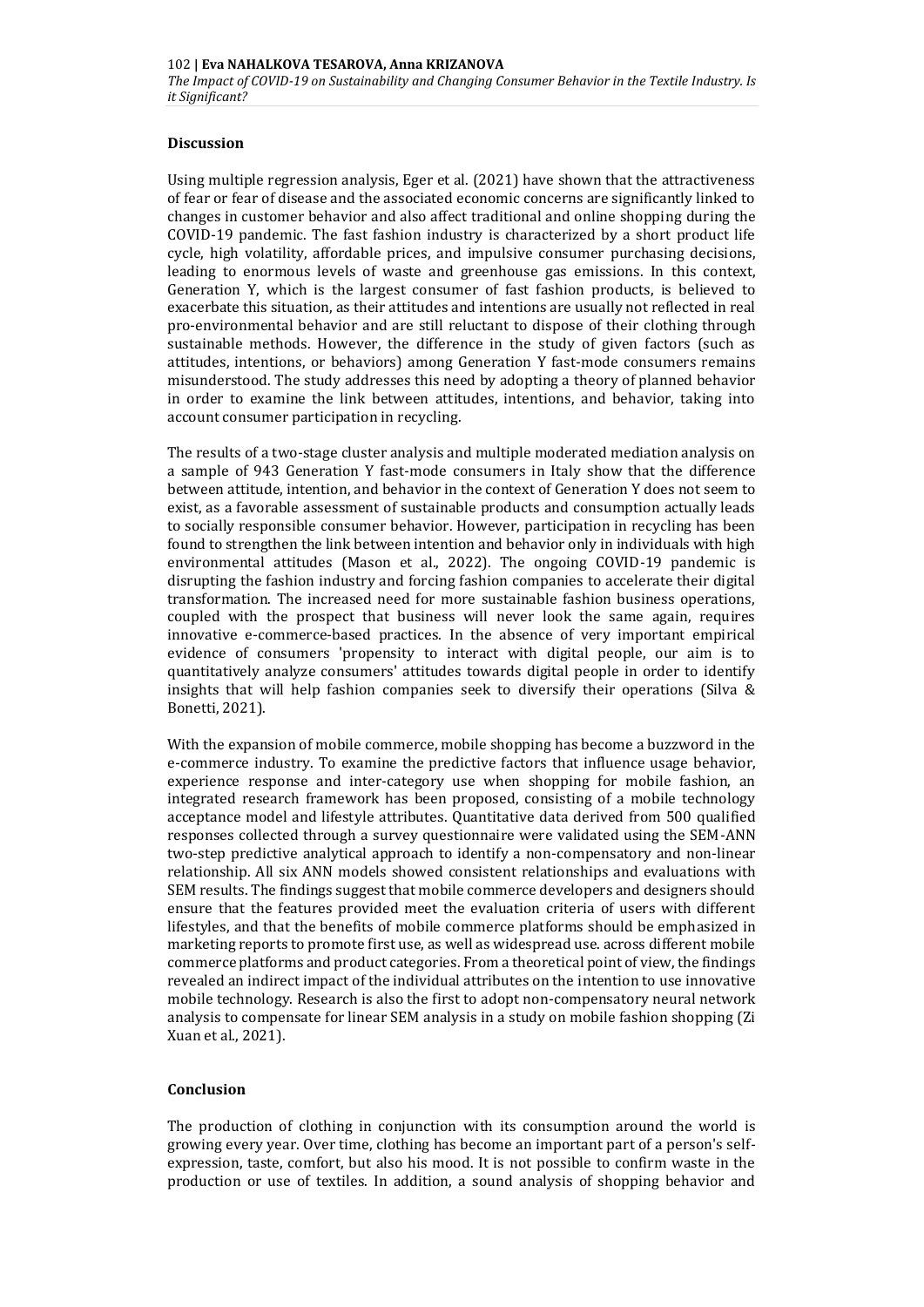## Discussion

Using multiple regression analysis, Eger et al. (2021) have shown that the attractiveness of fear or fear of disease and the associated economic concerns are significantly linked to changes in customer behavior and also affect traditional and online shopping during the COVID-19 pandemic. The fast fashion industry is characterized by a short product life cycle, high volatility, affordable prices, and impulsive consumer purchasing decisions, leading to enormous levels of waste and greenhouse gas emissions. In this context, Generation Y, which is the largest consumer of fast fashion products, is believed to exacerbate this situation, as their attitudes and intentions are usually not reflected in real pro-environmental behavior and are still reluctant to dispose of their clothing through sustainable methods. However, the difference in the study of given factors (such as attitudes, intentions, or behaviors) among Generation Y fast-mode consumers remains misunderstood. The study addresses this need by adopting a theory of planned behavior in order to examine the link between attitudes, intentions, and behavior, taking into account consumer participation in recycling.

The results of a two-stage cluster analysis and multiple moderated mediation analysis on a sample of 943 Generation Y fast-mode consumers in Italy show that the difference between attitude, intention, and behavior in the context of Generation Y does not seem to exist, as a favorable assessment of sustainable products and consumption actually leads to socially responsible consumer behavior. However, participation in recycling has been found to strengthen the link between intention and behavior only in individuals with high environmental attitudes (Mason et al., 2022). The ongoing COVID-19 pandemic is disrupting the fashion industry and forcing fashion companies to accelerate their digital transformation. The increased need for more sustainable fashion business operations, coupled with the prospect that business will never look the same again, requires innovative e-commerce-based practices. In the absence of very important empirical evidence of consumers 'propensity to interact with digital people, our aim is to quantitatively analyze consumers' attitudes towards digital people in order to identify insights that will help fashion companies seek to diversify their operations (Silva & Bonetti, 2021).

With the expansion of mobile commerce, mobile shopping has become a buzzword in the e-commerce industry. To examine the predictive factors that influence usage behavior, experience response and inter-category use when shopping for mobile fashion, an integrated research framework has been proposed, consisting of a mobile technology acceptance model and lifestyle attributes. Quantitative data derived from 500 qualified responses collected through a survey questionnaire were validated using the SEM-ANN two-step predictive analytical approach to identify a non-compensatory and non-linear relationship. All six ANN models showed consistent relationships and evaluations with SEM results. The findings suggest that mobile commerce developers and designers should ensure that the features provided meet the evaluation criteria of users with different lifestyles, and that the benefits of mobile commerce platforms should be emphasized in marketing reports to promote first use, as well as widespread use. across different mobile commerce platforms and product categories. From a theoretical point of view, the findings revealed an indirect impact of the individual attributes on the intention to use innovative mobile technology. Research is also the first to adopt non-compensatory neural network analysis to compensate for linear SEM analysis in a study on mobile fashion shopping (Zi Xuan et al., 2021).

## Conclusion

The production of clothing in conjunction with its consumption around the world is growing every year. Over time, clothing has become an important part of a person's self-expression, taste, comfort, but also his mood. It is not possible to confirm waste in the production or use of textiles. In addition, a sound analysis of shopping behavior and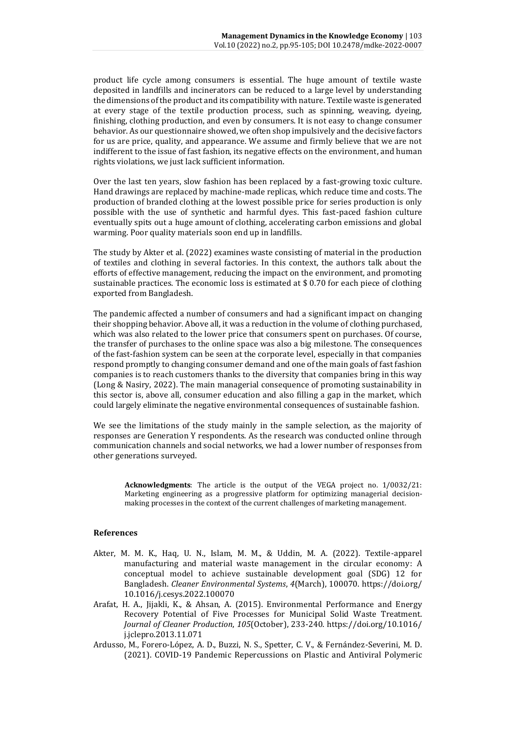product life cycle among consumers is essential. The huge amount of textile waste deposited in landfills and incinerators can be reduced to a large level by understanding the dimensions of the product and its compatibility with nature. Textile waste is generated at every stage of the textile production process, such as spinning, weaving, dyeing, finishing, clothing production, and even by consumers. It is not easy to change consumer behavior. As our questionnaire showed, we often shop impulsively and the decisive factors for us are price, quality, and appearance. We assume and firmly believe that we are not indifferent to the issue of fast fashion, its negative effects on the environment, and human rights violations, we just lack sufficient information.

Over the last ten years, slow fashion has been replaced by a fast-growing toxic culture. Hand drawings are replaced by machine-made replicas, which reduce time and costs. The production of branded clothing at the lowest possible price for series production is only possible with the use of synthetic and harmful dyes. This fast-paced fashion culture eventually spits out a huge amount of clothing, accelerating carbon emissions and global warming. Poor quality materials soon end up in landfills.

The study by Akter et al. (2022) examines waste consisting of material in the production of textiles and clothing in several factories. In this context, the authors talk about the efforts of effective management, reducing the impact on the environment, and promoting sustainable practices. The economic loss is estimated at $ 0.70 for each piece of clothing exported from Bangladesh.

The pandemic affected a number of consumers and had a significant impact on changing their shopping behavior. Above all, it was a reduction in the volume of clothing purchased, which was also related to the lower price that consumers spent on purchases. Of course, the transfer of purchases to the online space was also a big milestone. The consequences of the fast-fashion system can be seen at the corporate level, especially in that companies respond promptly to changing consumer demand and one of the main goals of fast fashion companies is to reach customers thanks to the diversity that companies bring in this way (Long & Nasiry, 2022). The main managerial consequence of promoting sustainability in this sector is, above all, consumer education and also filling a gap in the market, which could largely eliminate the negative environmental consequences of sustainable fashion.

We see the limitations of the study mainly in the sample selection, as the majority of responses are Generation Y respondents. As the research was conducted online through communication channels and social networks, we had a lower number of responses from other generations surveyed.

**Acknowledgments**: The article is the output of the VEGA project no. 1/0032/21: Marketing engineering as a progressive platform for optimizing managerial decision-making processes in the context of the current challenges of marketing management.

## References

Akter, M. M. K., Haq, U. N., Islam, M. M., & Uddin, M. A. (2022). Textile-apparel manufacturing and material waste management in the circular economy: A conceptual model to achieve sustainable development goal (SDG) 12 for Bangladesh. *Cleaner Environmental Systems*, *4*(March), 100070. https://doi.org/10.1016/j.cesys.2022.100070

Arafat, H. A., Jijakli, K., & Ahsan, A. (2015). Environmental Performance and Energy Recovery Potential of Five Processes for Municipal Solid Waste Treatment. *Journal of Cleaner Production*, *105*(October), 233-240. https://doi.org/10.1016/j.jclepro.2013.11.071

Ardusso, M., Forero-López, A. D., Buzzi, N. S., Spetter, C. V., & Fernández-Severini, M. D. (2021). COVID-19 Pandemic Repercussions on Plastic and Antiviral Polymeric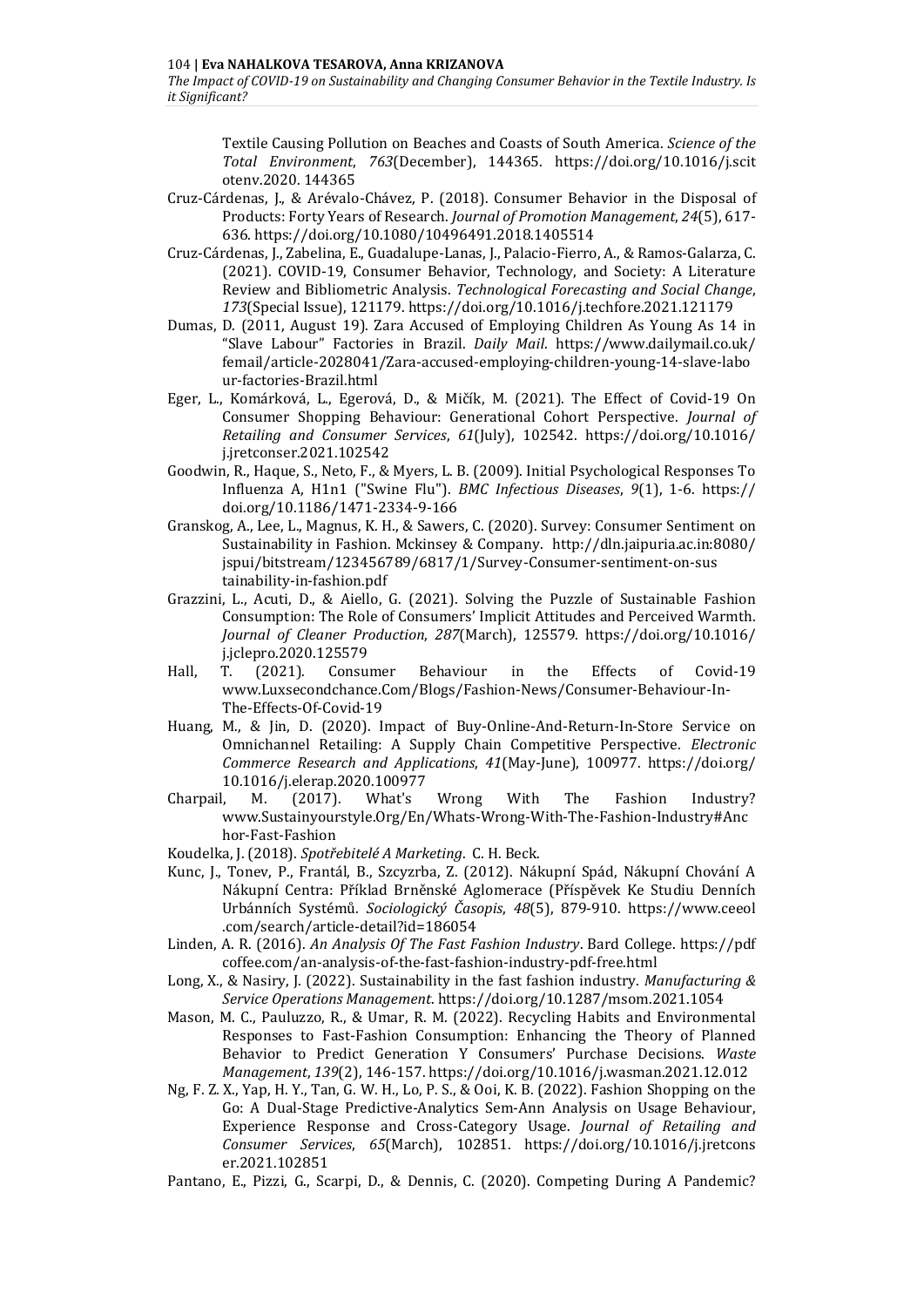Textile Causing Pollution on Beaches and Coasts of South America. *Science of the Total Environment*, *763*(December), 144365. https://doi.org/10.1016/j.scitotenv.2020. 144365

Cruz-Cárdenas, J., & Arévalo-Chávez, P. (2018). Consumer Behavior in the Disposal of Products: Forty Years of Research. *Journal of Promotion Management*, *24*(5), 617-636. https://doi.org/10.1080/10496491.2018.1405514

Cruz-Cárdenas, J., Zabelina, E., Guadalupe-Lanas, J., Palacio-Fierro, A., & Ramos-Galarza, C. (2021). COVID-19, Consumer Behavior, Technology, and Society: A Literature Review and Bibliometric Analysis. *Technological Forecasting and Social Change*, *173*(Special Issue), 121179. https://doi.org/10.1016/j.techfore.2021.121179

Dumas, D. (2011, August 19). Zara Accused of Employing Children As Young As 14 in "Slave Labour" Factories in Brazil. *Daily Mail*. https://www.dailymail.co.uk/femail/article-2028041/Zara-accused-employing-children-young-14-slave-labour-factories-Brazil.html

Eger, L., Komárková, L., Egerová, D., & Mičík, M. (2021). The Effect of Covid-19 On Consumer Shopping Behaviour: Generational Cohort Perspective. *Journal of Retailing and Consumer Services*, *61*(July), 102542. https://doi.org/10.1016/j.jretconser.2021.102542

Goodwin, R., Haque, S., Neto, F., & Myers, L. B. (2009). Initial Psychological Responses To Influenza A, H1n1 ("Swine Flu"). *BMC Infectious Diseases*, *9*(1), 1-6. https://doi.org/10.1186/1471-2334-9-166

Granskog, A., Lee, L., Magnus, K. H., & Sawers, C. (2020). Survey: Consumer Sentiment on Sustainability in Fashion. Mckinsey & Company. http://dln.jaipuria.ac.in:8080/jspui/bitstream/123456789/6817/1/Survey-Consumer-sentiment-on-sustainability-in-fashion.pdf

Grazzini, L., Acuti, D., & Aiello, G. (2021). Solving the Puzzle of Sustainable Fashion Consumption: The Role of Consumers' Implicit Attitudes and Perceived Warmth. *Journal of Cleaner Production*, *287*(March), 125579. https://doi.org/10.1016/j.jclepro.2020.125579

Hall, T. (2021). Consumer Behaviour in the Effects of Covid-19 www.Luxsecondchance.Com/Blogs/Fashion-News/Consumer-Behaviour-In-The-Effects-Of-Covid-19

Huang, M., & Jin, D. (2020). Impact of Buy-Online-And-Return-In-Store Service on Omnichannel Retailing: A Supply Chain Competitive Perspective. *Electronic Commerce Research and Applications*, *41*(May-June), 100977. https://doi.org/10.1016/j.elerap.2020.100977

Charpail, M. (2017). What's Wrong With The Fashion Industry? www.Sustainyourstyle.Org/En/Whats-Wrong-With-The-Fashion-Industry#Anchor-Fast-Fashion

Koudelka, J. (2018). *Spotřebitelé A Marketing*. C. H. Beck.

Kunc, J., Tonev, P., Frantál, B., Szcyzrba, Z. (2012). Nákupní Spád, Nákupní Chování A Nákupní Centra: Příklad Brněnské Aglomerace (Příspěvek Ke Studiu Denních Urbánních Systémů. *Sociologický Časopis*, *48*(5), 879-910. https://www.ceeol.com/search/article-detail?id=186054

Linden, A. R. (2016). *An Analysis Of The Fast Fashion Industry*. Bard College. https://pdfcoffee.com/an-analysis-of-the-fast-fashion-industry-pdf-free.html

Long, X., & Nasiry, J. (2022). Sustainability in the fast fashion industry. *Manufacturing & Service Operations Management*. https://doi.org/10.1287/msom.2021.1054

Mason, M. C., Pauluzzo, R., & Umar, R. M. (2022). Recycling Habits and Environmental Responses to Fast-Fashion Consumption: Enhancing the Theory of Planned Behavior to Predict Generation Y Consumers' Purchase Decisions. *Waste Management*, *139*(2), 146-157. https://doi.org/10.1016/j.wasman.2021.12.012

Ng, F. Z. X., Yap, H. Y., Tan, G. W. H., Lo, P. S., & Ooi, K. B. (2022). Fashion Shopping on the Go: A Dual-Stage Predictive-Analytics Sem-Ann Analysis on Usage Behaviour, Experience Response and Cross-Category Usage. *Journal of Retailing and Consumer Services*, *65*(March), 102851. https://doi.org/10.1016/j.jretconser.2021.102851

Pantano, E., Pizzi, G., Scarpi, D., & Dennis, C. (2020). Competing During A Pandemic?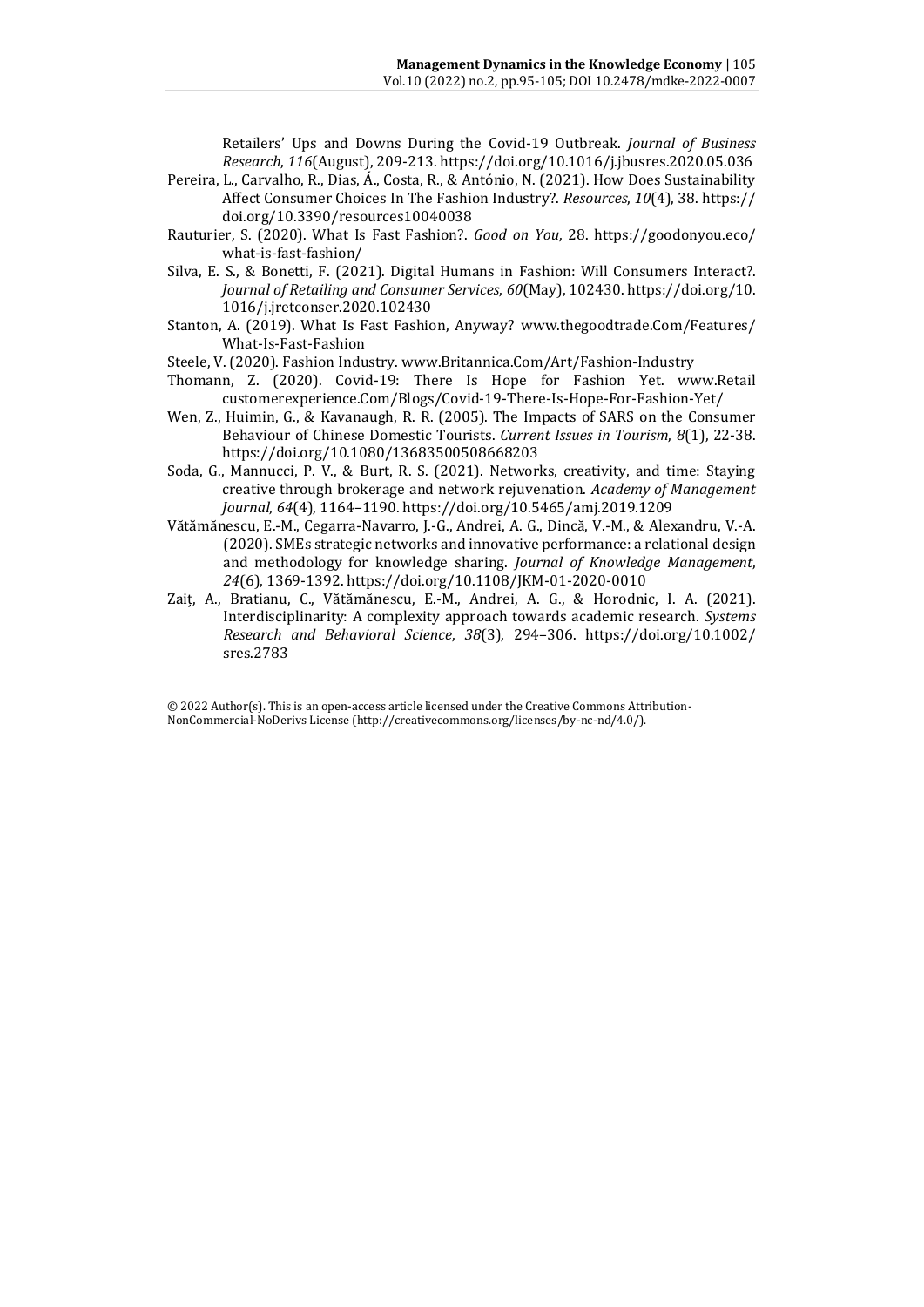Retailers' Ups and Downs During the Covid-19 Outbreak. *Journal of Business Research*, *116*(August), 209-213. https://doi.org/10.1016/j.jbusres.2020.05.036

Pereira, L., Carvalho, R., Dias, Á., Costa, R., & António, N. (2021). How Does Sustainability Affect Consumer Choices In The Fashion Industry?. *Resources*, *10*(4), 38. https://doi.org/10.3390/resources10040038

Rauturier, S. (2020). What Is Fast Fashion?. *Good on You*, 28. https://goodonyou.eco/what-is-fast-fashion/

Silva, E. S., & Bonetti, F. (2021). Digital Humans in Fashion: Will Consumers Interact?. *Journal of Retailing and Consumer Services*, *60*(May), 102430. https://doi.org/10.1016/j.jretconser.2020.102430

Stanton, A. (2019). What Is Fast Fashion, Anyway? www.thegoodtrade.Com/Features/What-Is-Fast-Fashion

Steele, V. (2020). Fashion Industry. www.Britannica.Com/Art/Fashion-Industry

Thomann, Z. (2020). Covid-19: There Is Hope for Fashion Yet. www.Retailcustomerexperience.Com/Blogs/Covid-19-There-Is-Hope-For-Fashion-Yet/

Wen, Z., Huimin, G., & Kavanaugh, R. R. (2005). The Impacts of SARS on the Consumer Behaviour of Chinese Domestic Tourists. *Current Issues in Tourism*, *8*(1), 22-38. https://doi.org/10.1080/13683500508668203

Soda, G., Mannucci, P. V., & Burt, R. S. (2021). Networks, creativity, and time: Staying creative through brokerage and network rejuvenation. *Academy of Management Journal*, *64*(4), 1164–1190. https://doi.org/10.5465/amj.2019.1209

Vătămănescu, E.-M., Cegarra-Navarro, J.-G., Andrei, A. G., Dincă, V.-M., & Alexandru, V.-A. (2020). SMEs strategic networks and innovative performance: a relational design and methodology for knowledge sharing. *Journal of Knowledge Management*, *24*(6), 1369-1392. https://doi.org/10.1108/JKM-01-2020-0010

Zaiț, A., Bratianu, C., Vătămănescu, E.-M., Andrei, A. G., & Horodnic, I. A. (2021). Interdisciplinarity: A complexity approach towards academic research. *Systems Research and Behavioral Science*, *38*(3), 294–306. https://doi.org/10.1002/sres.2783

© 2022 Author(s). This is an open-access article licensed under the Creative Commons Attribution-NonCommercial-NoDerivs License (http://creativecommons.org/licenses/by-nc-nd/4.0/).